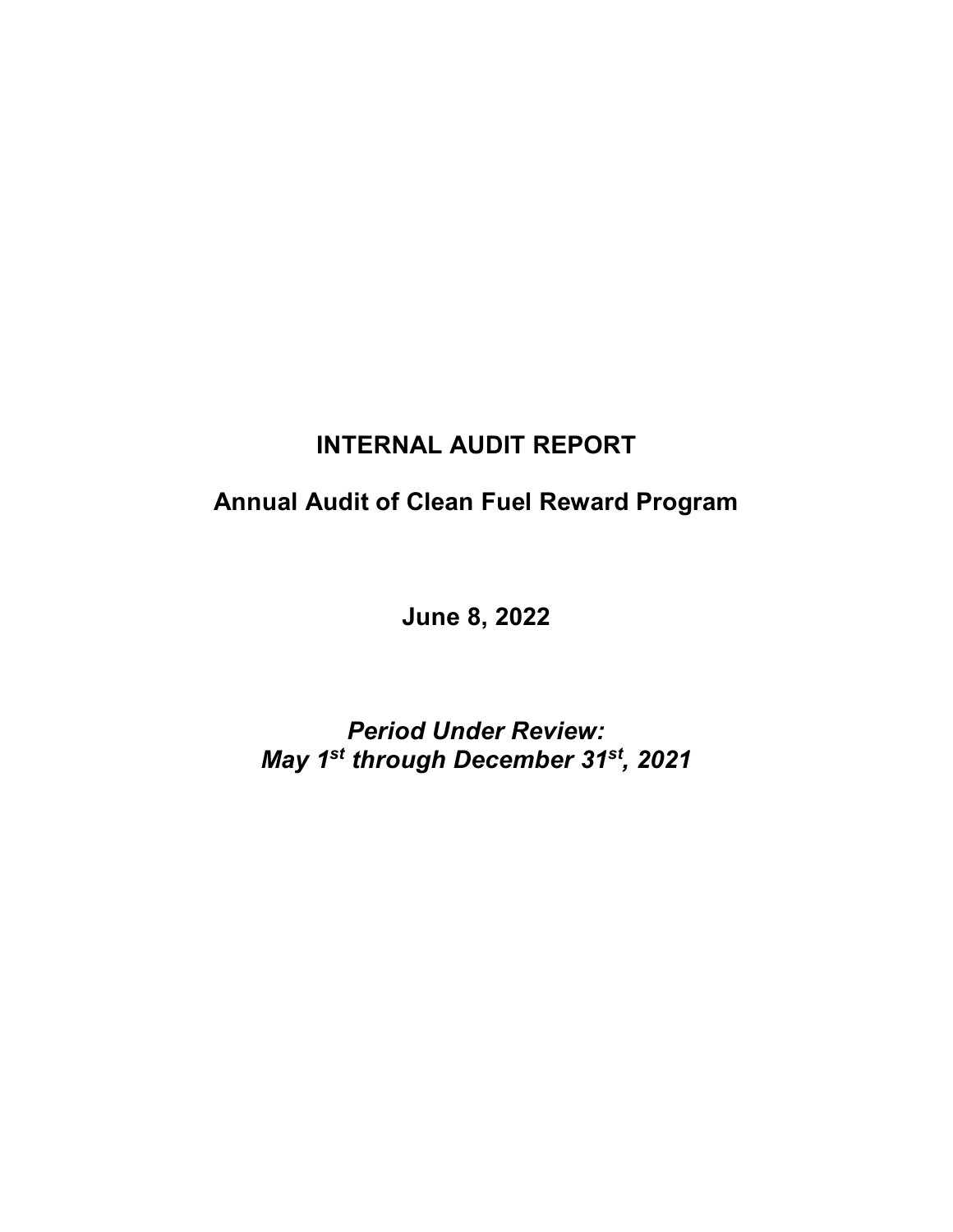# INTERNAL AUDIT REPORT

## Annual Audit of Clean Fuel Reward Program

**June 8, 2022**

***Period Under Review:***
***May 1st through December 31st, 2021***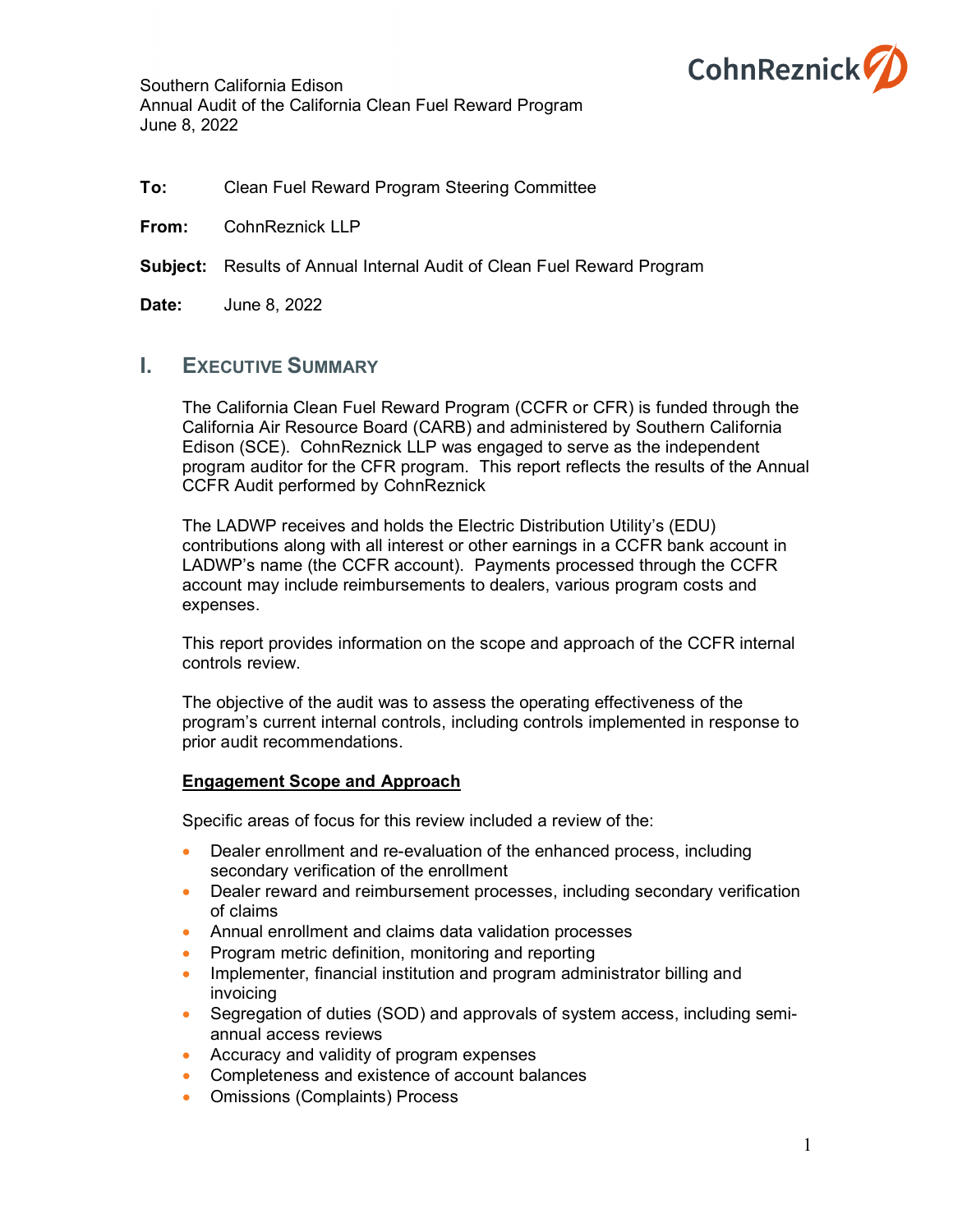Southern California Edison
Annual Audit of the California Clean Fuel Reward Program
June 8, 2022

**To:** Clean Fuel Reward Program Steering Committee

**From:** CohnReznick LLP

**Subject:** Results of Annual Internal Audit of Clean Fuel Reward Program

**Date:** June 8, 2022

## I. EXECUTIVE SUMMARY

The California Clean Fuel Reward Program (CCFR or CFR) is funded through the California Air Resource Board (CARB) and administered by Southern California Edison (SCE). CohnReznick LLP was engaged to serve as the independent program auditor for the CFR program. This report reflects the results of the Annual CCFR Audit performed by CohnReznick

The LADWP receives and holds the Electric Distribution Utility's (EDU) contributions along with all interest or other earnings in a CCFR bank account in LADWP's name (the CCFR account). Payments processed through the CCFR account may include reimbursements to dealers, various program costs and expenses.

This report provides information on the scope and approach of the CCFR internal controls review.

The objective of the audit was to assess the operating effectiveness of the program's current internal controls, including controls implemented in response to prior audit recommendations.

**Engagement Scope and Approach**

Specific areas of focus for this review included a review of the:

- Dealer enrollment and re-evaluation of the enhanced process, including secondary verification of the enrollment
- Dealer reward and reimbursement processes, including secondary verification of claims
- Annual enrollment and claims data validation processes
- Program metric definition, monitoring and reporting
- Implementer, financial institution and program administrator billing and invoicing
- Segregation of duties (SOD) and approvals of system access, including semi-annual access reviews
- Accuracy and validity of program expenses
- Completeness and existence of account balances
- Omissions (Complaints) Process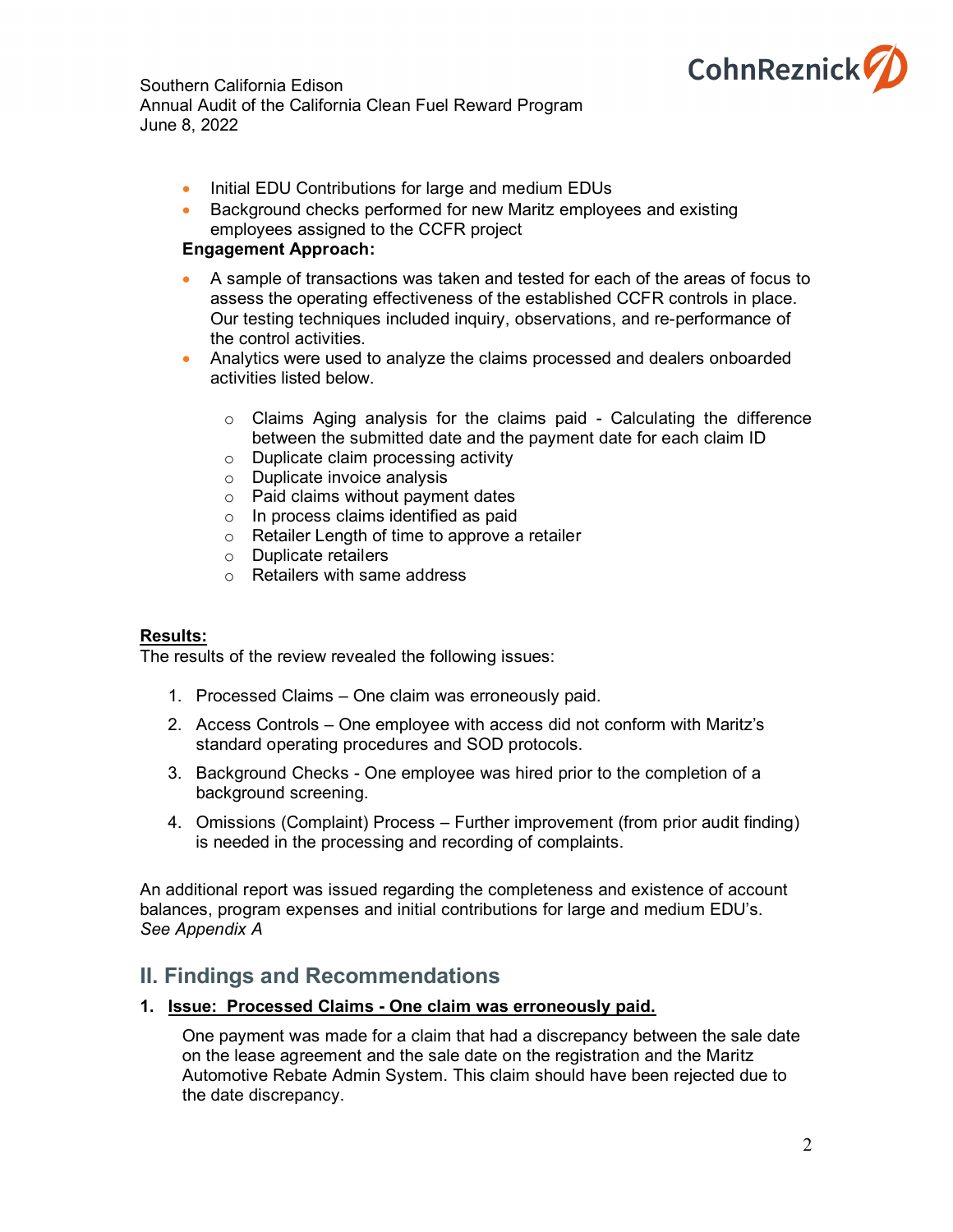- Initial EDU Contributions for large and medium EDUs
- Background checks performed for new Maritz employees and existing employees assigned to the CCFR project

**Engagement Approach:**

- A sample of transactions was taken and tested for each of the areas of focus to assess the operating effectiveness of the established CCFR controls in place. Our testing techniques included inquiry, observations, and re-performance of the control activities.
- Analytics were used to analyze the claims processed and dealers onboarded activities listed below.
  - Claims Aging analysis for the claims paid - Calculating the difference between the submitted date and the payment date for each claim ID
  - Duplicate claim processing activity
  - Duplicate invoice analysis
  - Paid claims without payment dates
  - In process claims identified as paid
  - Retailer Length of time to approve a retailer
  - Duplicate retailers
  - Retailers with same address

**Results:**

The results of the review revealed the following issues:

1. Processed Claims – One claim was erroneously paid.
2. Access Controls – One employee with access did not conform with Maritz's standard operating procedures and SOD protocols.
3. Background Checks - One employee was hired prior to the completion of a background screening.
4. Omissions (Complaint) Process – Further improvement (from prior audit finding) is needed in the processing and recording of complaints.

An additional report was issued regarding the completeness and existence of account balances, program expenses and initial contributions for large and medium EDU's. *See Appendix A*

## II. Findings and Recommendations

**1. Issue: Processed Claims - One claim was erroneously paid.**

One payment was made for a claim that had a discrepancy between the sale date on the lease agreement and the sale date on the registration and the Maritz Automotive Rebate Admin System. This claim should have been rejected due to the date discrepancy.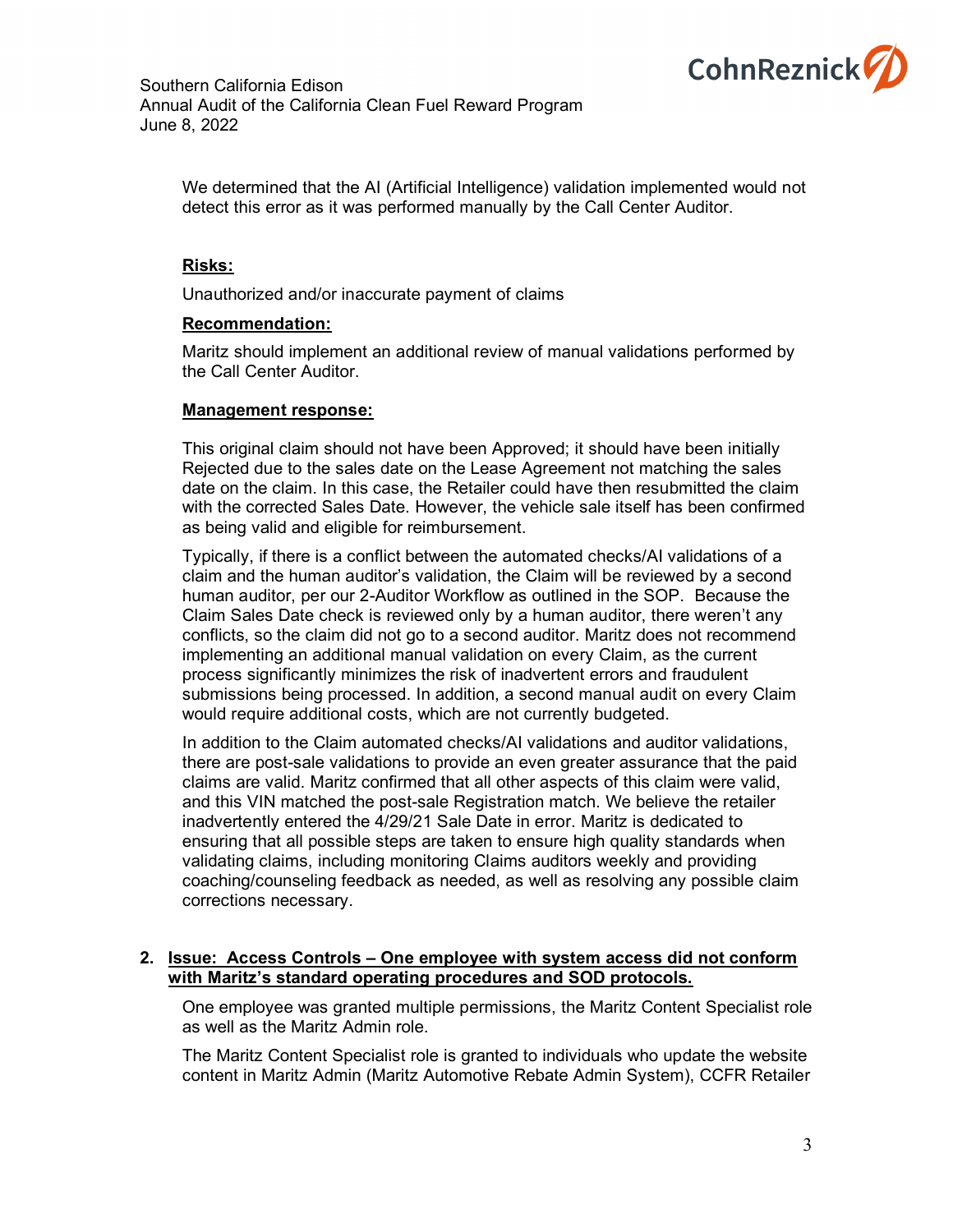We determined that the AI (Artificial Intelligence) validation implemented would not detect this error as it was performed manually by the Call Center Auditor.

**Risks:**

Unauthorized and/or inaccurate payment of claims

**Recommendation:**

Maritz should implement an additional review of manual validations performed by the Call Center Auditor.

**Management response:**

This original claim should not have been Approved; it should have been initially Rejected due to the sales date on the Lease Agreement not matching the sales date on the claim. In this case, the Retailer could have then resubmitted the claim with the corrected Sales Date. However, the vehicle sale itself has been confirmed as being valid and eligible for reimbursement.

Typically, if there is a conflict between the automated checks/AI validations of a claim and the human auditor's validation, the Claim will be reviewed by a second human auditor, per our 2-Auditor Workflow as outlined in the SOP. Because the Claim Sales Date check is reviewed only by a human auditor, there weren't any conflicts, so the claim did not go to a second auditor. Maritz does not recommend implementing an additional manual validation on every Claim, as the current process significantly minimizes the risk of inadvertent errors and fraudulent submissions being processed. In addition, a second manual audit on every Claim would require additional costs, which are not currently budgeted.

In addition to the Claim automated checks/AI validations and auditor validations, there are post-sale validations to provide an even greater assurance that the paid claims are valid. Maritz confirmed that all other aspects of this claim were valid, and this VIN matched the post-sale Registration match. We believe the retailer inadvertently entered the 4/29/21 Sale Date in error. Maritz is dedicated to ensuring that all possible steps are taken to ensure high quality standards when validating claims, including monitoring Claims auditors weekly and providing coaching/counseling feedback as needed, as well as resolving any possible claim corrections necessary.

2. **Issue: Access Controls – One employee with system access did not conform with Maritz's standard operating procedures and SOD protocols.**

One employee was granted multiple permissions, the Maritz Content Specialist role as well as the Maritz Admin role.

The Maritz Content Specialist role is granted to individuals who update the website content in Maritz Admin (Maritz Automotive Rebate Admin System), CCFR Retailer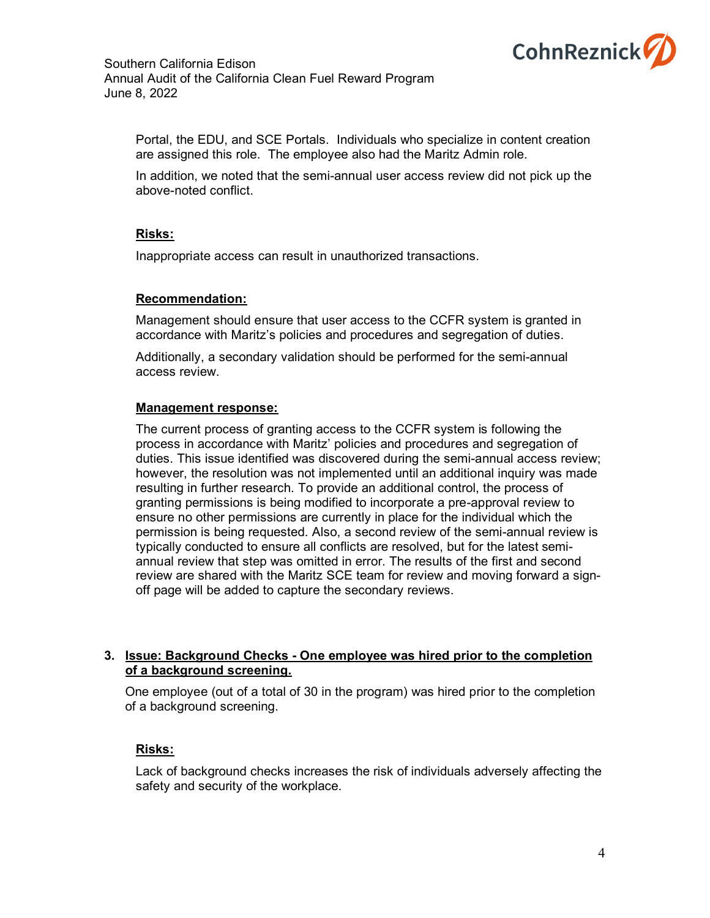Portal, the EDU, and SCE Portals. Individuals who specialize in content creation are assigned this role. The employee also had the Maritz Admin role.

In addition, we noted that the semi-annual user access review did not pick up the above-noted conflict.

**Risks:**

Inappropriate access can result in unauthorized transactions.

**Recommendation:**

Management should ensure that user access to the CCFR system is granted in accordance with Maritz's policies and procedures and segregation of duties.

Additionally, a secondary validation should be performed for the semi-annual access review.

**Management response:**

The current process of granting access to the CCFR system is following the process in accordance with Maritz' policies and procedures and segregation of duties. This issue identified was discovered during the semi-annual access review; however, the resolution was not implemented until an additional inquiry was made resulting in further research. To provide an additional control, the process of granting permissions is being modified to incorporate a pre-approval review to ensure no other permissions are currently in place for the individual which the permission is being requested. Also, a second review of the semi-annual review is typically conducted to ensure all conflicts are resolved, but for the latest semi-annual review that step was omitted in error. The results of the first and second review are shared with the Maritz SCE team for review and moving forward a sign-off page will be added to capture the secondary reviews.

3. **Issue: Background Checks - One employee was hired prior to the completion of a background screening.**

   One employee (out of a total of 30 in the program) was hired prior to the completion of a background screening.

**Risks:**

Lack of background checks increases the risk of individuals adversely affecting the safety and security of the workplace.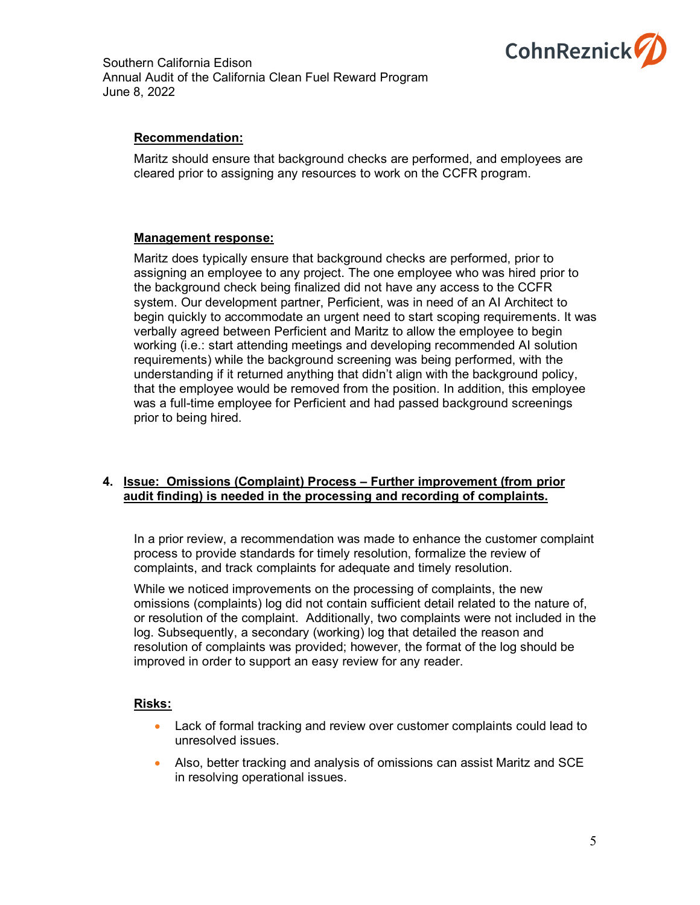**Recommendation:**

Maritz should ensure that background checks are performed, and employees are cleared prior to assigning any resources to work on the CCFR program.

**Management response:**

Maritz does typically ensure that background checks are performed, prior to assigning an employee to any project. The one employee who was hired prior to the background check being finalized did not have any access to the CCFR system. Our development partner, Perficient, was in need of an AI Architect to begin quickly to accommodate an urgent need to start scoping requirements. It was verbally agreed between Perficient and Maritz to allow the employee to begin working (i.e.: start attending meetings and developing recommended AI solution requirements) while the background screening was being performed, with the understanding if it returned anything that didn't align with the background policy, that the employee would be removed from the position. In addition, this employee was a full-time employee for Perficient and had passed background screenings prior to being hired.

**4. Issue: Omissions (Complaint) Process – Further improvement (from prior audit finding) is needed in the processing and recording of complaints.**

In a prior review, a recommendation was made to enhance the customer complaint process to provide standards for timely resolution, formalize the review of complaints, and track complaints for adequate and timely resolution.

While we noticed improvements on the processing of complaints, the new omissions (complaints) log did not contain sufficient detail related to the nature of, or resolution of the complaint. Additionally, two complaints were not included in the log. Subsequently, a secondary (working) log that detailed the reason and resolution of complaints was provided; however, the format of the log should be improved in order to support an easy review for any reader.

**Risks:**

- Lack of formal tracking and review over customer complaints could lead to unresolved issues.
- Also, better tracking and analysis of omissions can assist Maritz and SCE in resolving operational issues.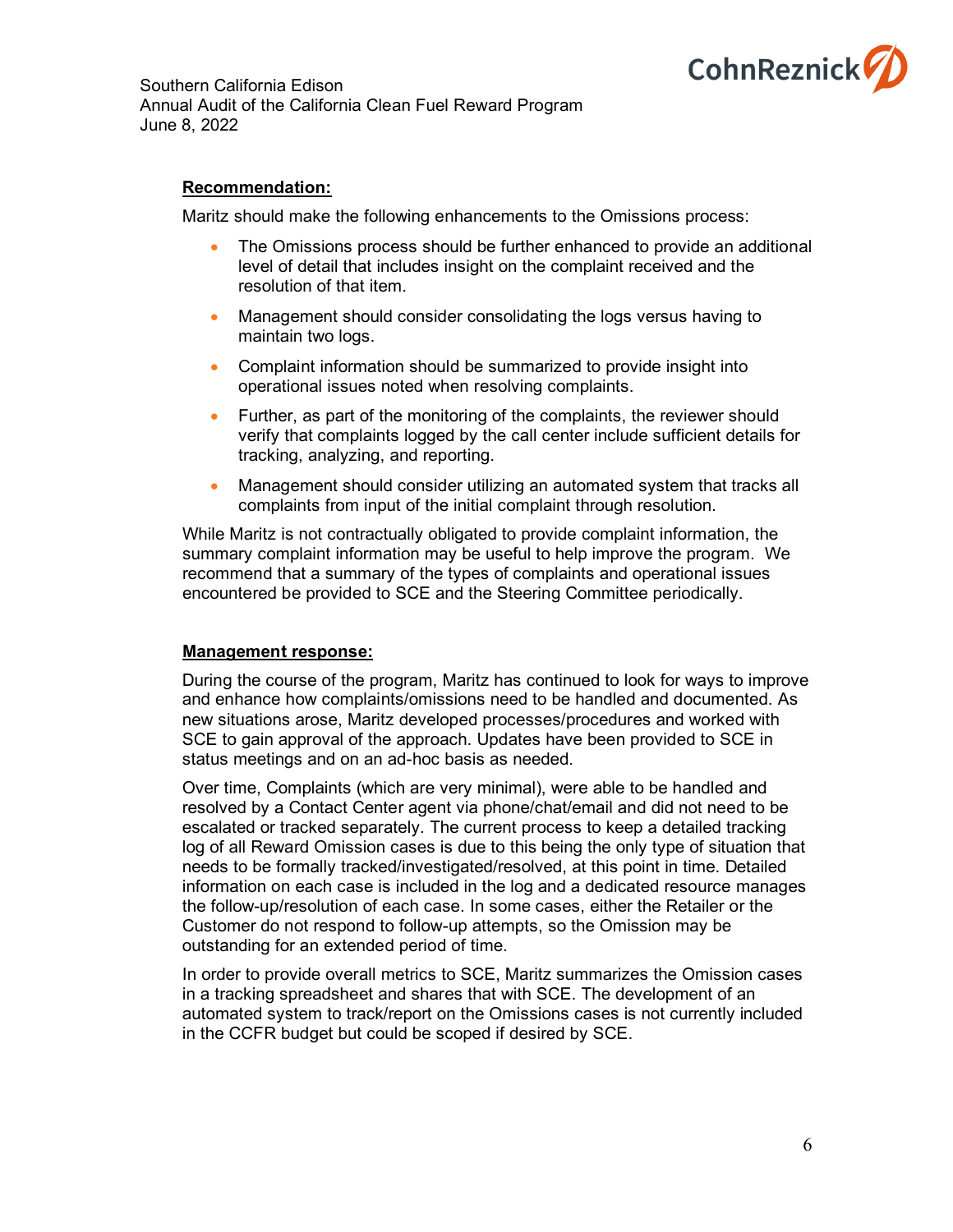**Recommendation:**

Maritz should make the following enhancements to the Omissions process:

- The Omissions process should be further enhanced to provide an additional level of detail that includes insight on the complaint received and the resolution of that item.
- Management should consider consolidating the logs versus having to maintain two logs.
- Complaint information should be summarized to provide insight into operational issues noted when resolving complaints.
- Further, as part of the monitoring of the complaints, the reviewer should verify that complaints logged by the call center include sufficient details for tracking, analyzing, and reporting.
- Management should consider utilizing an automated system that tracks all complaints from input of the initial complaint through resolution.

While Maritz is not contractually obligated to provide complaint information, the summary complaint information may be useful to help improve the program. We recommend that a summary of the types of complaints and operational issues encountered be provided to SCE and the Steering Committee periodically.

**Management response:**

During the course of the program, Maritz has continued to look for ways to improve and enhance how complaints/omissions need to be handled and documented. As new situations arose, Maritz developed processes/procedures and worked with SCE to gain approval of the approach. Updates have been provided to SCE in status meetings and on an ad-hoc basis as needed.

Over time, Complaints (which are very minimal), were able to be handled and resolved by a Contact Center agent via phone/chat/email and did not need to be escalated or tracked separately. The current process to keep a detailed tracking log of all Reward Omission cases is due to this being the only type of situation that needs to be formally tracked/investigated/resolved, at this point in time. Detailed information on each case is included in the log and a dedicated resource manages the follow-up/resolution of each case. In some cases, either the Retailer or the Customer do not respond to follow-up attempts, so the Omission may be outstanding for an extended period of time.

In order to provide overall metrics to SCE, Maritz summarizes the Omission cases in a tracking spreadsheet and shares that with SCE. The development of an automated system to track/report on the Omissions cases is not currently included in the CCFR budget but could be scoped if desired by SCE.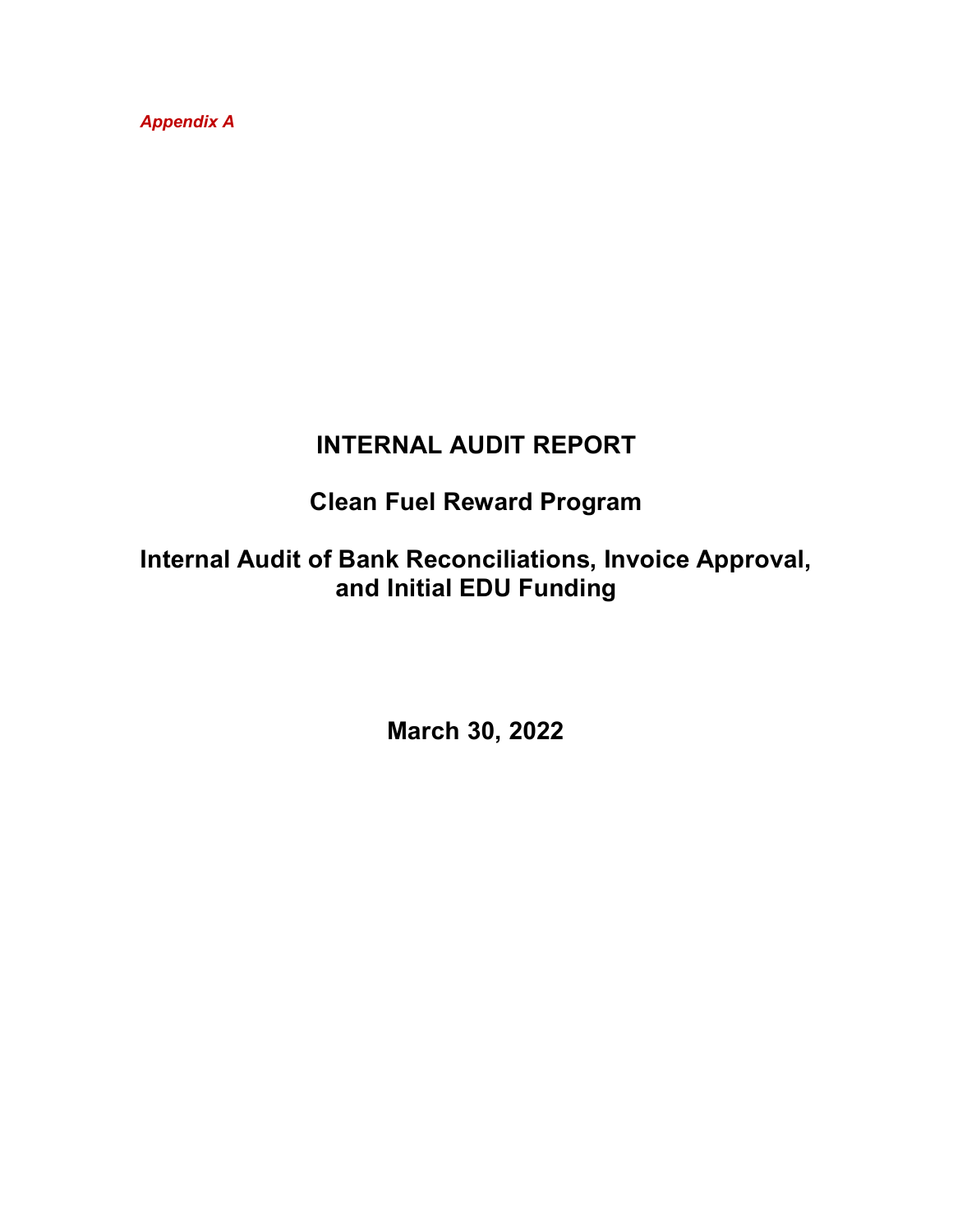*Appendix A*

# INTERNAL AUDIT REPORT

## Clean Fuel Reward Program

## Internal Audit of Bank Reconciliations, Invoice Approval, and Initial EDU Funding

**March 30, 2022**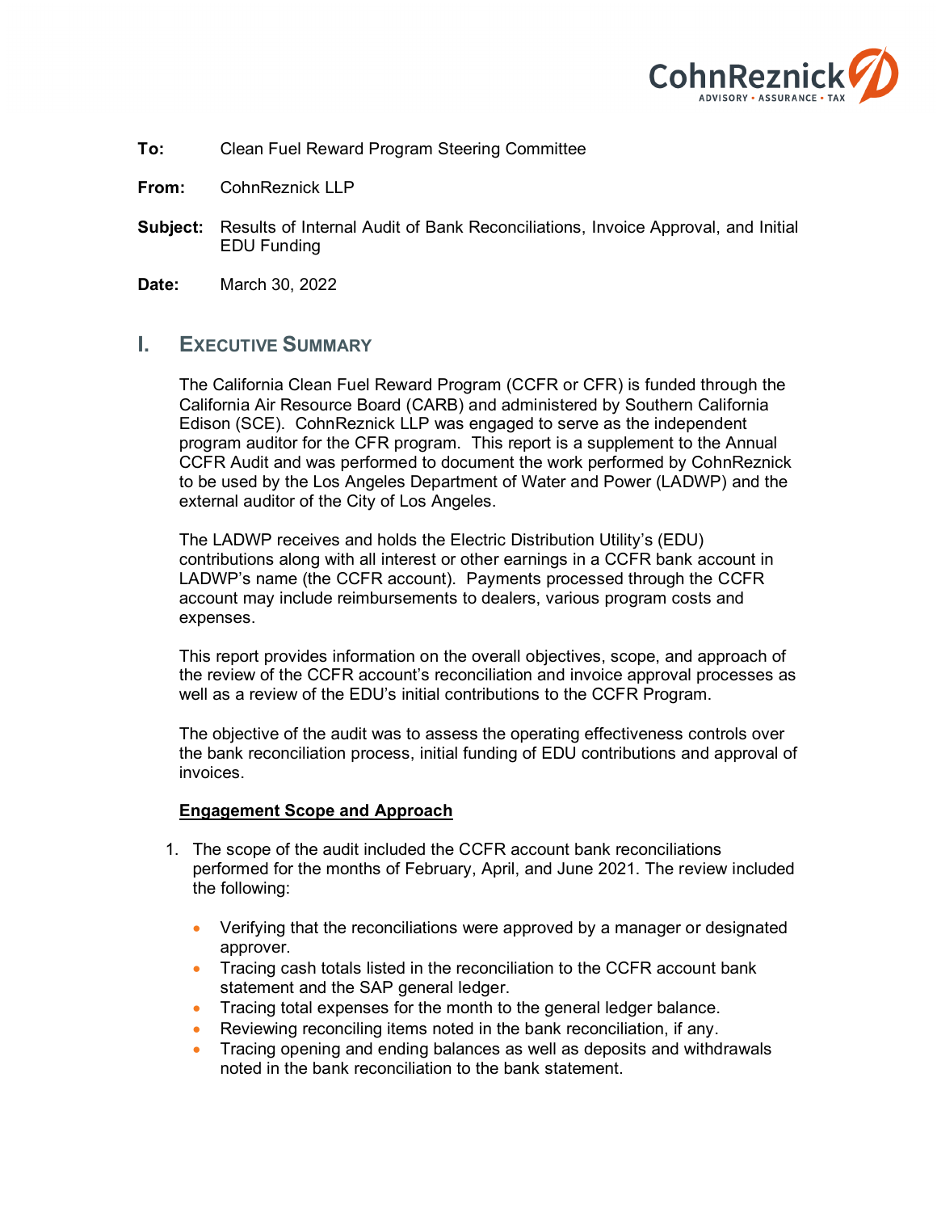**To:** Clean Fuel Reward Program Steering Committee

**From:** CohnReznick LLP

**Subject:** Results of Internal Audit of Bank Reconciliations, Invoice Approval, and Initial EDU Funding

**Date:** March 30, 2022

## I. Executive Summary

The California Clean Fuel Reward Program (CCFR or CFR) is funded through the California Air Resource Board (CARB) and administered by Southern California Edison (SCE). CohnReznick LLP was engaged to serve as the independent program auditor for the CFR program. This report is a supplement to the Annual CCFR Audit and was performed to document the work performed by CohnReznick to be used by the Los Angeles Department of Water and Power (LADWP) and the external auditor of the City of Los Angeles.

The LADWP receives and holds the Electric Distribution Utility's (EDU) contributions along with all interest or other earnings in a CCFR bank account in LADWP's name (the CCFR account). Payments processed through the CCFR account may include reimbursements to dealers, various program costs and expenses.

This report provides information on the overall objectives, scope, and approach of the review of the CCFR account's reconciliation and invoice approval processes as well as a review of the EDU's initial contributions to the CCFR Program.

The objective of the audit was to assess the operating effectiveness controls over the bank reconciliation process, initial funding of EDU contributions and approval of invoices.

**Engagement Scope and Approach**

1. The scope of the audit included the CCFR account bank reconciliations performed for the months of February, April, and June 2021. The review included the following:
   - Verifying that the reconciliations were approved by a manager or designated approver.
   - Tracing cash totals listed in the reconciliation to the CCFR account bank statement and the SAP general ledger.
   - Tracing total expenses for the month to the general ledger balance.
   - Reviewing reconciling items noted in the bank reconciliation, if any.
   - Tracing opening and ending balances as well as deposits and withdrawals noted in the bank reconciliation to the bank statement.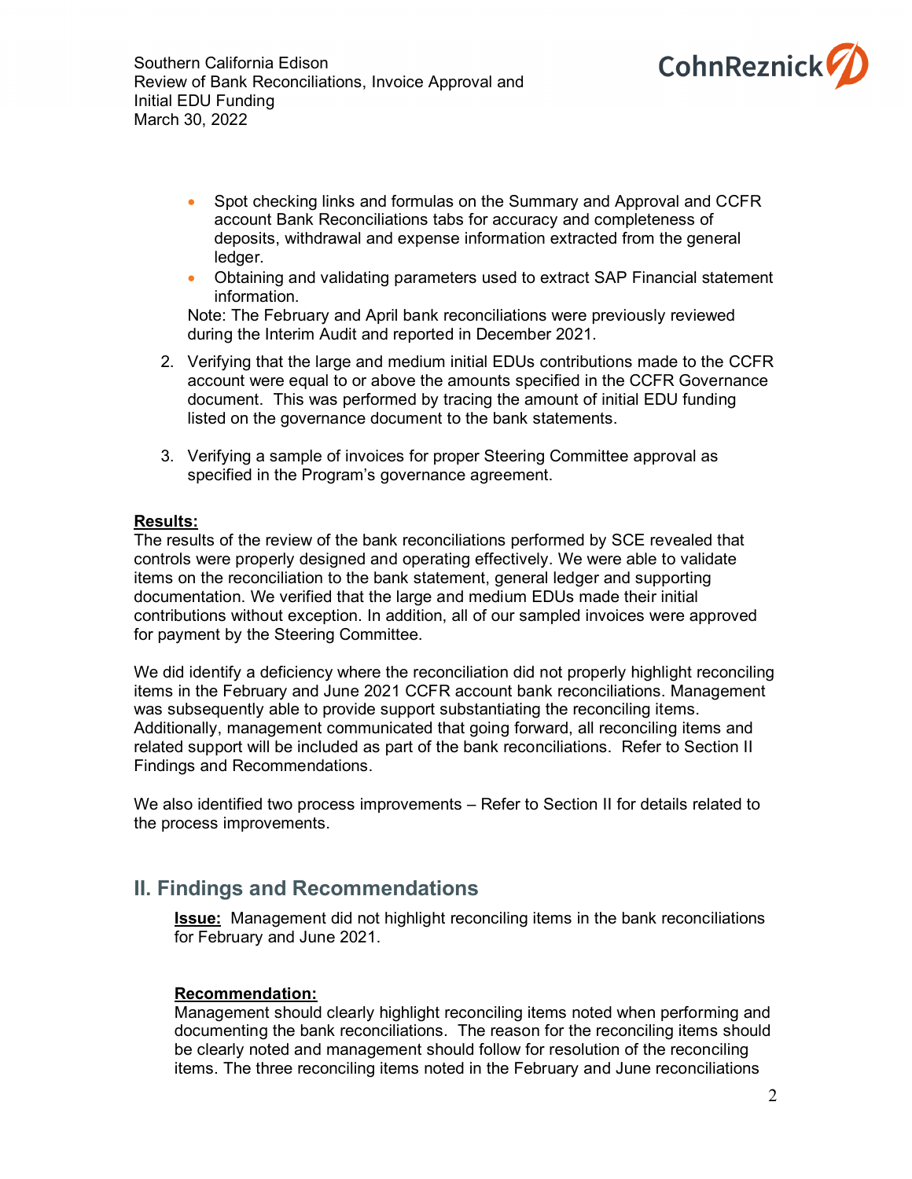- Spot checking links and formulas on the Summary and Approval and CCFR account Bank Reconciliations tabs for accuracy and completeness of deposits, withdrawal and expense information extracted from the general ledger.
- Obtaining and validating parameters used to extract SAP Financial statement information.

   Note: The February and April bank reconciliations were previously reviewed during the Interim Audit and reported in December 2021.

2. Verifying that the large and medium initial EDUs contributions made to the CCFR account were equal to or above the amounts specified in the CCFR Governance document. This was performed by tracing the amount of initial EDU funding listed on the governance document to the bank statements.

3. Verifying a sample of invoices for proper Steering Committee approval as specified in the Program's governance agreement.

**Results:**

The results of the review of the bank reconciliations performed by SCE revealed that controls were properly designed and operating effectively. We were able to validate items on the reconciliation to the bank statement, general ledger and supporting documentation. We verified that the large and medium EDUs made their initial contributions without exception. In addition, all of our sampled invoices were approved for payment by the Steering Committee.

We did identify a deficiency where the reconciliation did not properly highlight reconciling items in the February and June 2021 CCFR account bank reconciliations. Management was subsequently able to provide support substantiating the reconciling items. Additionally, management communicated that going forward, all reconciling items and related support will be included as part of the bank reconciliations. Refer to Section II Findings and Recommendations.

We also identified two process improvements – Refer to Section II for details related to the process improvements.

## II. Findings and Recommendations

**Issue:** Management did not highlight reconciling items in the bank reconciliations for February and June 2021.

**Recommendation:**

Management should clearly highlight reconciling items noted when performing and documenting the bank reconciliations. The reason for the reconciling items should be clearly noted and management should follow for resolution of the reconciling items. The three reconciling items noted in the February and June reconciliations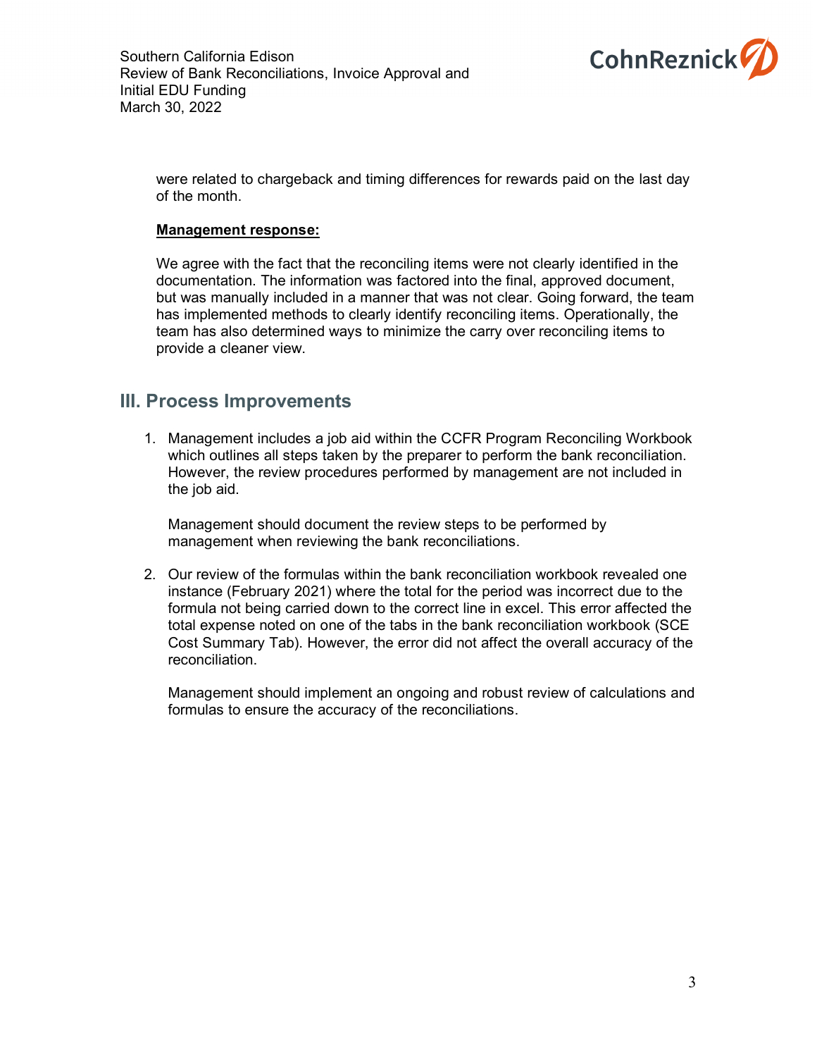were related to chargeback and timing differences for rewards paid on the last day of the month.

**Management response:**

We agree with the fact that the reconciling items were not clearly identified in the documentation. The information was factored into the final, approved document, but was manually included in a manner that was not clear. Going forward, the team has implemented methods to clearly identify reconciling items. Operationally, the team has also determined ways to minimize the carry over reconciling items to provide a cleaner view.

## III. Process Improvements

1. Management includes a job aid within the CCFR Program Reconciling Workbook which outlines all steps taken by the preparer to perform the bank reconciliation. However, the review procedures performed by management are not included in the job aid.

   Management should document the review steps to be performed by management when reviewing the bank reconciliations.

2. Our review of the formulas within the bank reconciliation workbook revealed one instance (February 2021) where the total for the period was incorrect due to the formula not being carried down to the correct line in excel. This error affected the total expense noted on one of the tabs in the bank reconciliation workbook (SCE Cost Summary Tab). However, the error did not affect the overall accuracy of the reconciliation.

   Management should implement an ongoing and robust review of calculations and formulas to ensure the accuracy of the reconciliations.